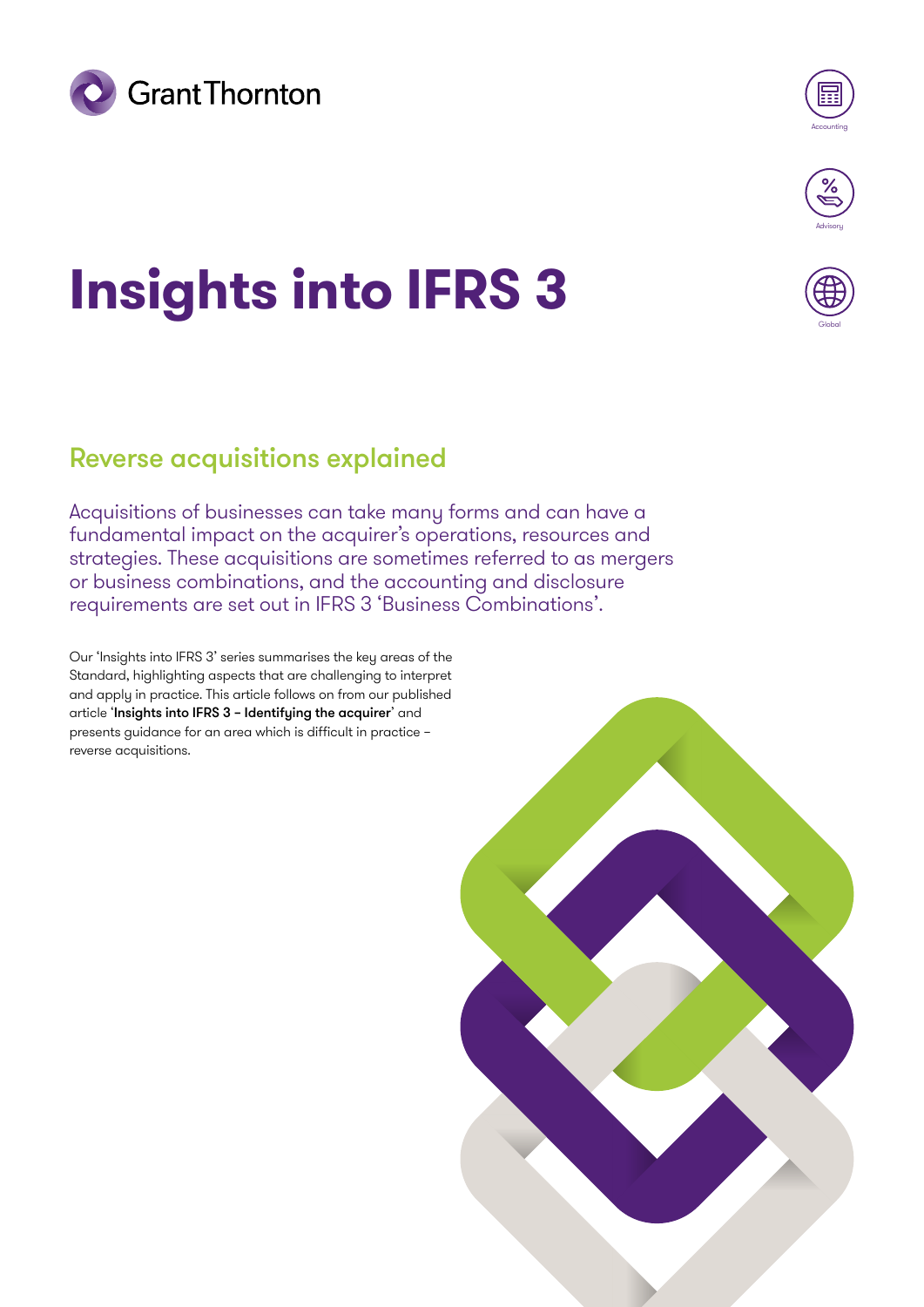Grant Thornton

# Insights into IFRS 3

## Reverse acquisitions explained

Acquisitions of businesses can take many forms and can have a fundamental impact on the acquirer's operations, resources and strategies. These acquisitions are sometimes referred to as mergers or business combinations, and the accounting and disclosure requirements are set out in IFRS 3 'Business Combinations'.

Our 'Insights into IFRS 3' series summarises the key areas of the Standard, highlighting aspects that are challenging to interpret and apply in practice. This article follows on from our published article '**Insights into IFRS 3 – Identifying the acquirer**' and presents guidance for an area which is difficult in practice – reverse acquisitions.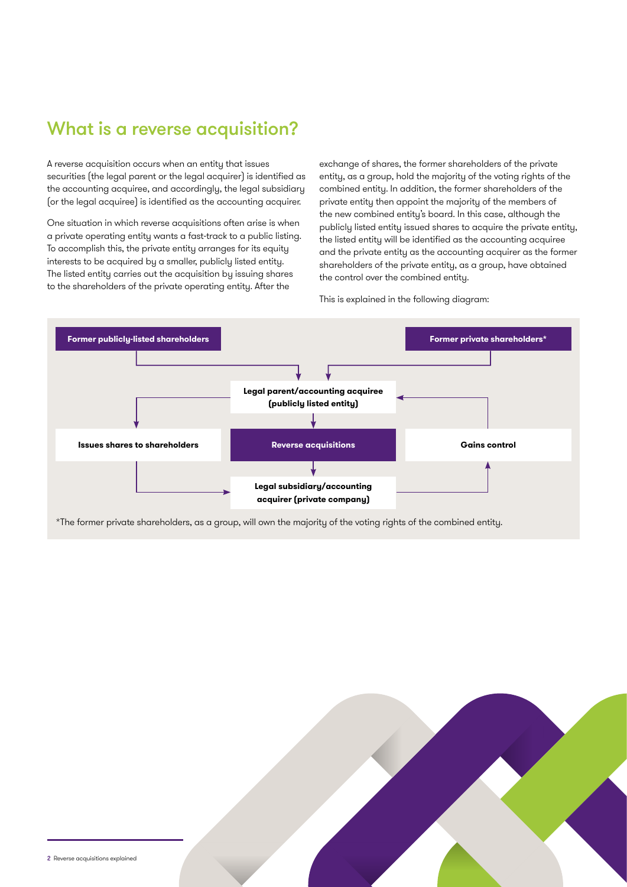# What is a reverse acquisition?

A reverse acquisition occurs when an entity that issues securities (the legal parent or the legal acquirer) is identified as the accounting acquiree, and accordingly, the legal subsidiary (or the legal acquiree) is identified as the accounting acquirer.

One situation in which reverse acquisitions often arise is when a private operating entity wants a fast-track to a public listing. To accomplish this, the private entity arranges for its equity interests to be acquired by a smaller, publicly listed entity. The listed entity carries out the acquisition by issuing shares to the shareholders of the private operating entity. After the exchange of shares, the former shareholders of the private entity, as a group, hold the majority of the voting rights of the combined entity. In addition, the former shareholders of the private entity then appoint the majority of the members of the new combined entity's board. In this case, although the publicly listed entity issued shares to acquire the private entity, the listed entity will be identified as the accounting acquiree and the private entity as the accounting acquirer as the former shareholders of the private entity, as a group, have obtained the control over the combined entity.

This is explained in the following diagram:

**Former publicly-listed shareholders**

**Former private shareholders***

**Legal parent/accounting acquiree (publicly listed entity)**

**Issues shares to shareholders**

**Reverse acquisitions**

**Gains control**

**Legal subsidiary/accounting acquirer (private company)**

*The former private shareholders, as a group, will own the majority of the voting rights of the combined entity.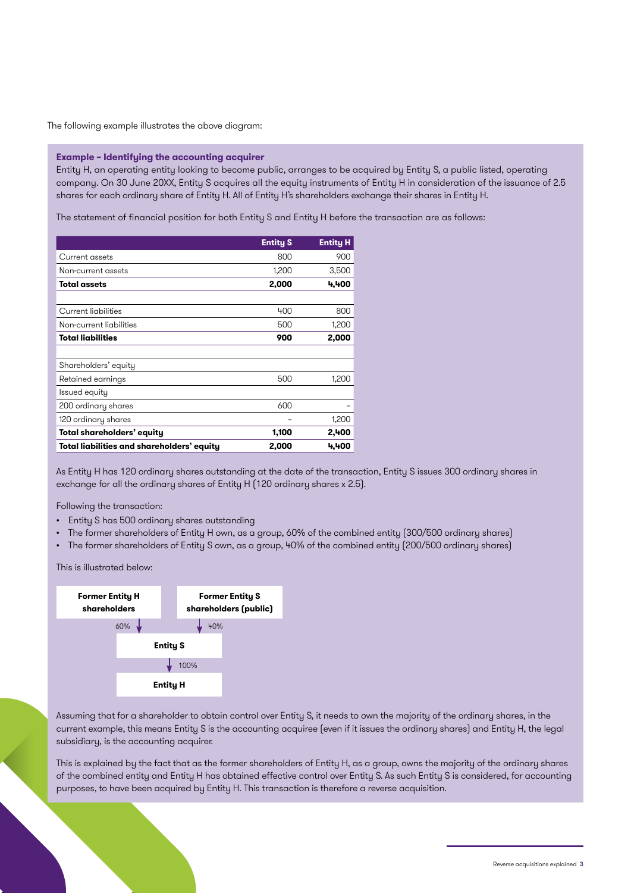The following example illustrates the above diagram:

**Example – Identifying the accounting acquirer**

Entity H, an operating entity looking to become public, arranges to be acquired by Entity S, a public listed, operating company. On 30 June 20XX, Entity S acquires all the equity instruments of Entity H in consideration of the issuance of 2.5 shares for each ordinary share of Entity H. All of Entity H's shareholders exchange their shares in Entity H.

The statement of financial position for both Entity S and Entity H before the transaction are as follows:

| | Entity S | Entity H |
|---|---|---|
| Current assets | 800 | 900 |
| Non-current assets | 1,200 | 3,500 |
| **Total assets** | **2,000** | **4,400** |
| | | |
| Current liabilities | 400 | 800 |
| Non-current liabilities | 500 | 1,200 |
| **Total liabilities** | **900** | **2,000** |
| | | |
| Shareholders' equity | | |
| Retained earnings | 500 | 1,200 |
| Issued equity | | |
| 200 ordinary shares | 600 | – |
| 120 ordinary shares | – | 1,200 |
| **Total shareholders' equity** | **1,100** | **2,400** |
| **Total liabilities and shareholders' equity** | **2,000** | **4,400** |

As Entity H has 120 ordinary shares outstanding at the date of the transaction, Entity S issues 300 ordinary shares in exchange for all the ordinary shares of Entity H (120 ordinary shares x 2.5).

Following the transaction:

- Entity S has 500 ordinary shares outstanding
- The former shareholders of Entity H own, as a group, 60% of the combined entity (300/500 ordinary shares)
- The former shareholders of Entity S own, as a group, 40% of the combined entity (200/500 ordinary shares)

This is illustrated below:

**Former Entity H shareholders** — 60% → **Entity S**
**Former Entity S shareholders (public)** — 40% → **Entity S**
**Entity S** — 100% → **Entity H**

Assuming that for a shareholder to obtain control over Entity S, it needs to own the majority of the ordinary shares, in the current example, this means Entity S is the accounting acquiree (even if it issues the ordinary shares) and Entity H, the legal subsidiary, is the accounting acquirer.

This is explained by the fact that as the former shareholders of Entity H, as a group, owns the majority of the ordinary shares of the combined entity and Entity H has obtained effective control over Entity S. As such Entity S is considered, for accounting purposes, to have been acquired by Entity H. This transaction is therefore a reverse acquisition.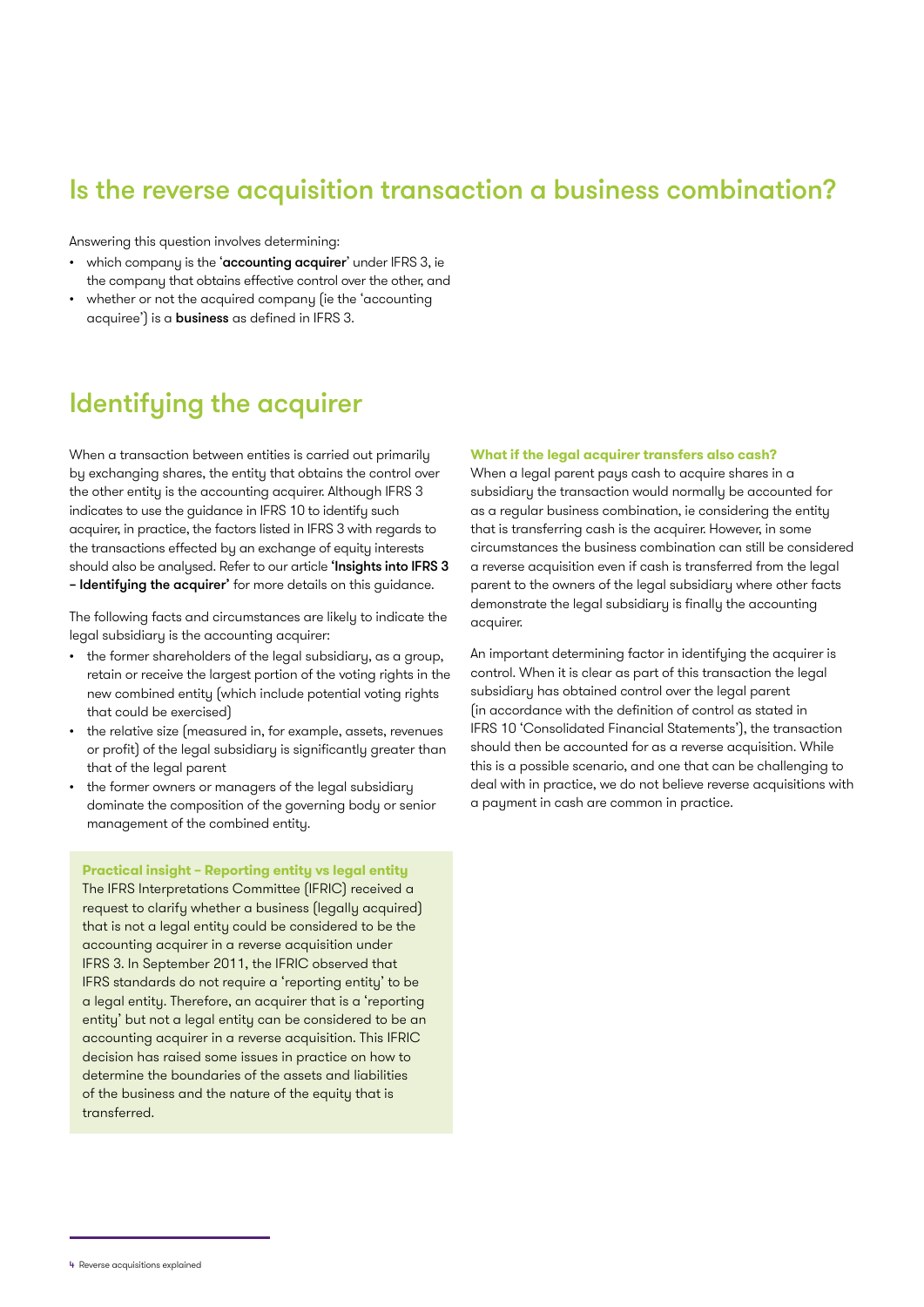## Is the reverse acquisition transaction a business combination?

Answering this question involves determining:

- which company is the '**accounting acquirer**' under IFRS 3, ie the company that obtains effective control over the other, and
- whether or not the acquired company (ie the 'accounting acquiree') is a **business** as defined in IFRS 3.

## Identifying the acquirer

When a transaction between entities is carried out primarily by exchanging shares, the entity that obtains the control over the other entity is the accounting acquirer. Although IFRS 3 indicates to use the guidance in IFRS 10 to identify such acquirer, in practice, the factors listed in IFRS 3 with regards to the transactions effected by an exchange of equity interests should also be analysed. Refer to our article **'Insights into IFRS 3 – Identifying the acquirer'** for more details on this guidance.

The following facts and circumstances are likely to indicate the legal subsidiary is the accounting acquirer:

- the former shareholders of the legal subsidiary, as a group, retain or receive the largest portion of the voting rights in the new combined entity (which include potential voting rights that could be exercised)
- the relative size (measured in, for example, assets, revenues or profit) of the legal subsidiary is significantly greater than that of the legal parent
- the former owners or managers of the legal subsidiary dominate the composition of the governing body or senior management of the combined entity.

**Practical insight – Reporting entity vs legal entity**

The IFRS Interpretations Committee (IFRIC) received a request to clarify whether a business (legally acquired) that is not a legal entity could be considered to be the accounting acquirer in a reverse acquisition under IFRS 3. In September 2011, the IFRIC observed that IFRS standards do not require a 'reporting entity' to be a legal entity. Therefore, an acquirer that is a 'reporting entity' but not a legal entity can be considered to be an accounting acquirer in a reverse acquisition. This IFRIC decision has raised some issues in practice on how to determine the boundaries of the assets and liabilities of the business and the nature of the equity that is transferred.

**What if the legal acquirer transfers also cash?**

When a legal parent pays cash to acquire shares in a subsidiary the transaction would normally be accounted for as a regular business combination, ie considering the entity that is transferring cash is the acquirer. However, in some circumstances the business combination can still be considered a reverse acquisition even if cash is transferred from the legal parent to the owners of the legal subsidiary where other facts demonstrate the legal subsidiary is finally the accounting acquirer.

An important determining factor in identifying the acquirer is control. When it is clear as part of this transaction the legal subsidiary has obtained control over the legal parent (in accordance with the definition of control as stated in IFRS 10 'Consolidated Financial Statements'), the transaction should then be accounted for as a reverse acquisition. While this is a possible scenario, and one that can be challenging to deal with in practice, we do not believe reverse acquisitions with a payment in cash are common in practice.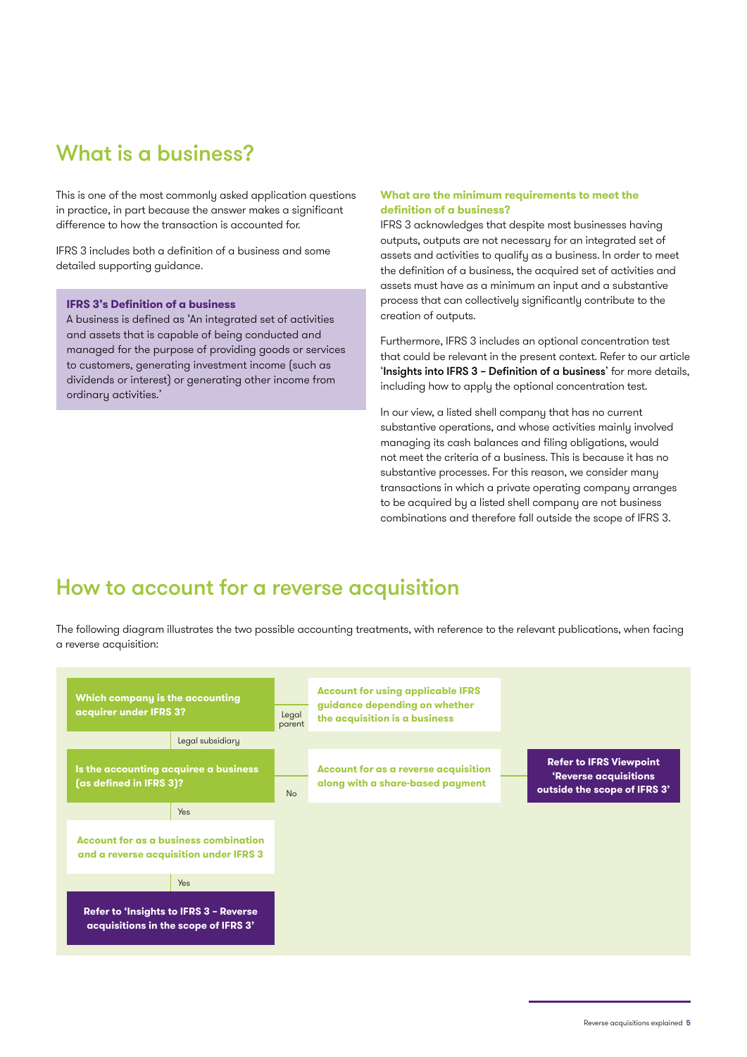# What is a business?

This is one of the most commonly asked application questions in practice, in part because the answer makes a significant difference to how the transaction is accounted for.

IFRS 3 includes both a definition of a business and some detailed supporting guidance.

> **IFRS 3's Definition of a business**
> A business is defined as 'An integrated set of activities and assets that is capable of being conducted and managed for the purpose of providing goods or services to customers, generating investment income (such as dividends or interest) or generating other income from ordinary activities.'

### What are the minimum requirements to meet the definition of a business?

IFRS 3 acknowledges that despite most businesses having outputs, outputs are not necessary for an integrated set of assets and activities to qualify as a business. In order to meet the definition of a business, the acquired set of activities and assets must have as a minimum an input and a substantive process that can collectively significantly contribute to the creation of outputs.

Furthermore, IFRS 3 includes an optional concentration test that could be relevant in the present context. Refer to our article '**Insights into IFRS 3 – Definition of a business**' for more details, including how to apply the optional concentration test.

In our view, a listed shell company that has no current substantive operations, and whose activities mainly involved managing its cash balances and filing obligations, would not meet the criteria of a business. This is because it has no substantive processes. For this reason, we consider many transactions in which a private operating company arranges to be acquired by a listed shell company are not business combinations and therefore fall outside the scope of IFRS 3.

# How to account for a reverse acquisition

The following diagram illustrates the two possible accounting treatments, with reference to the relevant publications, when facing a reverse acquisition:

- **Which company is the accounting acquirer under IFRS 3?**
  - Legal parent → **Account for using applicable IFRS guidance depending on whether the acquisition is a business**
  - Legal subsidiary → **Is the accounting acquiree a business (as defined in IFRS 3)?**
    - No → **Account for as a reverse acquisition along with a share-based payment** → **Refer to IFRS Viewpoint 'Reverse acquisitions outside the scope of IFRS 3'**
    - Yes → **Account for as a business combination and a reverse acquisition under IFRS 3**
      - Yes → **Refer to 'Insights to IFRS 3 – Reverse acquisitions in the scope of IFRS 3'**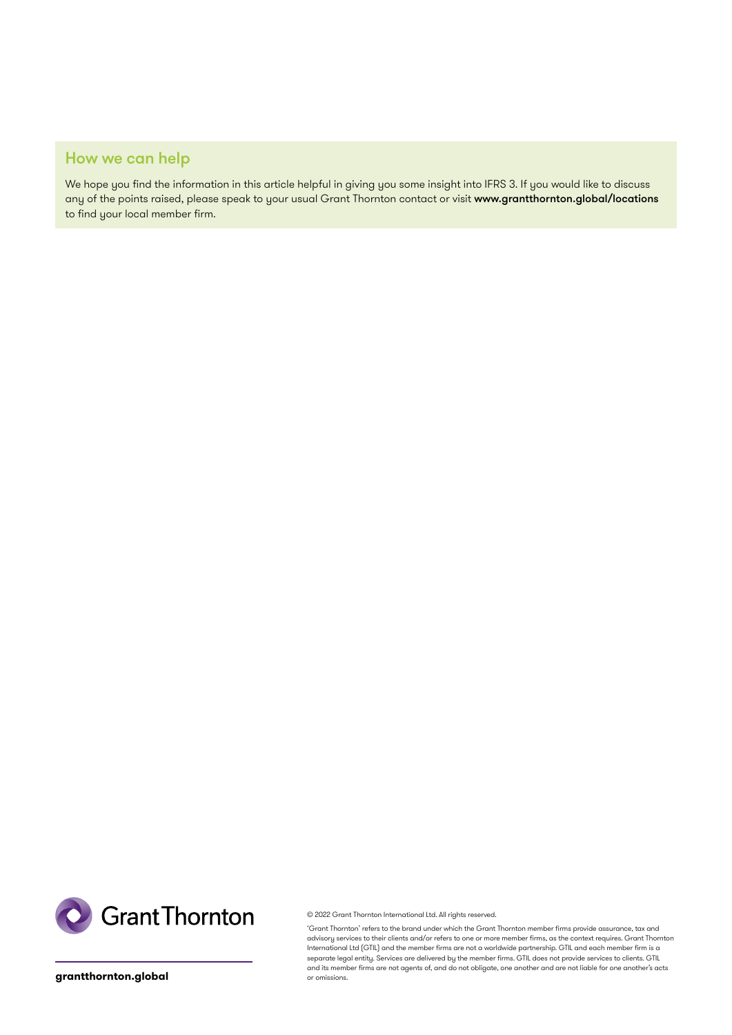## How we can help

We hope you find the information in this article helpful in giving you some insight into IFRS 3. If you would like to discuss any of the points raised, please speak to your usual Grant Thornton contact or visit **www.grantthornton.global/locations** to find your local member firm.

Grant Thornton

**grantthornton.global**

© 2022 Grant Thornton International Ltd. All rights reserved.

'Grant Thornton' refers to the brand under which the Grant Thornton member firms provide assurance, tax and advisory services to their clients and/or refers to one or more member firms, as the context requires. Grant Thornton International Ltd (GTIL) and the member firms are not a worldwide partnership. GTIL and each member firm is a separate legal entity. Services are delivered by the member firms. GTIL does not provide services to clients. GTIL and its member firms are not agents of, and do not obligate, one another and are not liable for one another's acts or omissions.